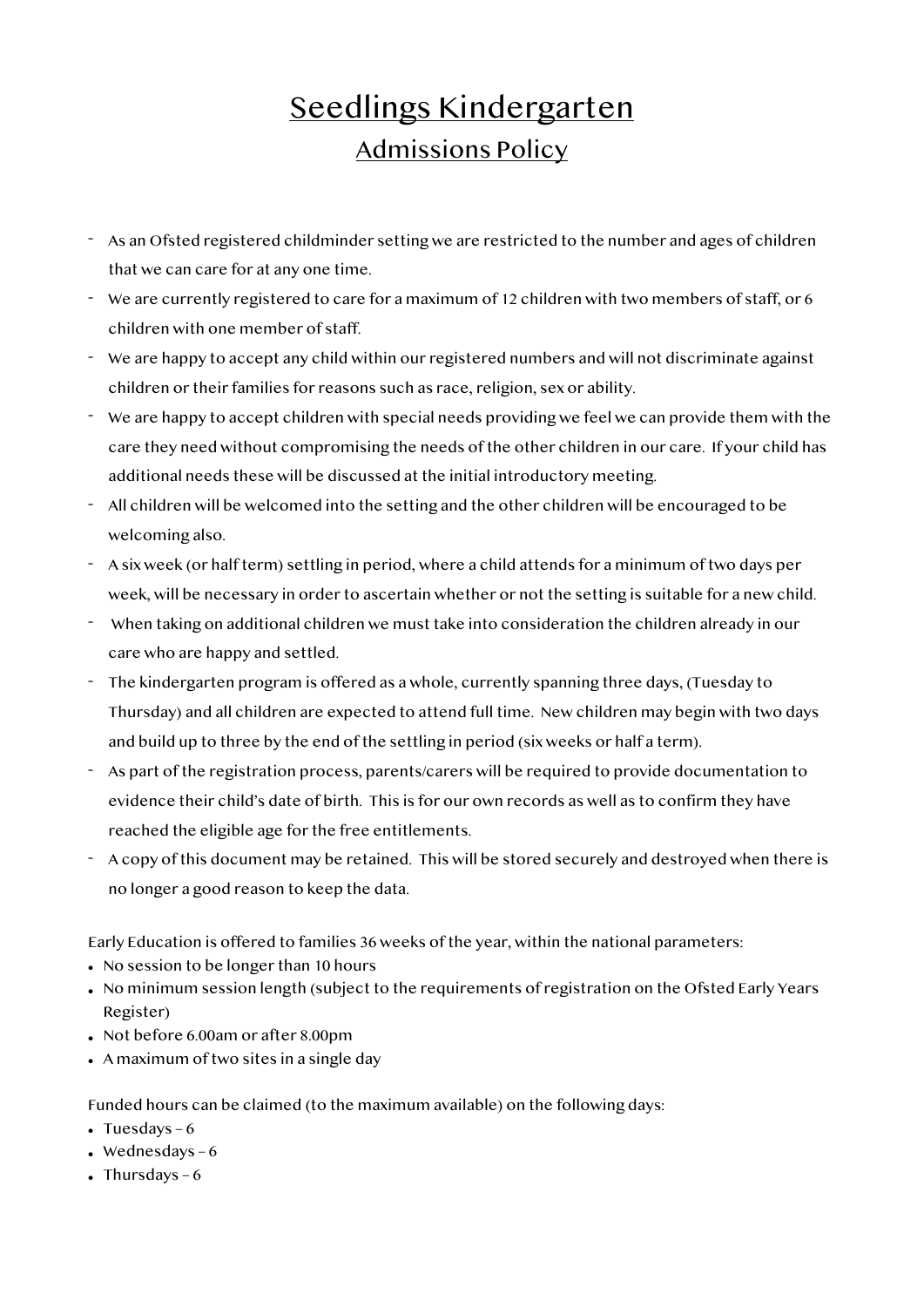# Seedlings Kindergarten

## Admissions Policy

- As an Ofsted registered childminder setting we are restricted to the number and ages of children that we can care for at any one time.
- We are currently registered to care for a maximum of 12 children with two members of staff, or 6 children with one member of staff.
- We are happy to accept any child within our registered numbers and will not discriminate against children or their families for reasons such as race, religion, sex or ability.
- We are happy to accept children with special needs providing we feel we can provide them with the care they need without compromising the needs of the other children in our care. If your child has additional needs these will be discussed at the initial introductory meeting.
- All children will be welcomed into the setting and the other children will be encouraged to be welcoming also.
- A six week (or half term) settling in period, where a child attends for a minimum of two days per week, will be necessary in order to ascertain whether or not the setting is suitable for a new child.
- When taking on additional children we must take into consideration the children already in our care who are happy and settled.
- The kindergarten program is offered as a whole, currently spanning three days, (Tuesday to Thursday) and all children are expected to attend full time. New children may begin with two days and build up to three by the end of the settling in period (six weeks or half a term).
- As part of the registration process, parents/carers will be required to provide documentation to evidence their child's date of birth. This is for our own records as well as to confirm they have reached the eligible age for the free entitlements.
- A copy of this document may be retained. This will be stored securely and destroyed when there is no longer a good reason to keep the data.

Early Education is offered to families 36 weeks of the year, within the national parameters:

- No session to be longer than 10 hours
- No minimum session length (subject to the requirements of registration on the Ofsted Early Years Register)
- Not before 6.00am or after 8.00pm
- A maximum of two sites in a single day

Funded hours can be claimed (to the maximum available) on the following days:

- Tuesdays – 6
- Wednesdays – 6
- Thursdays – 6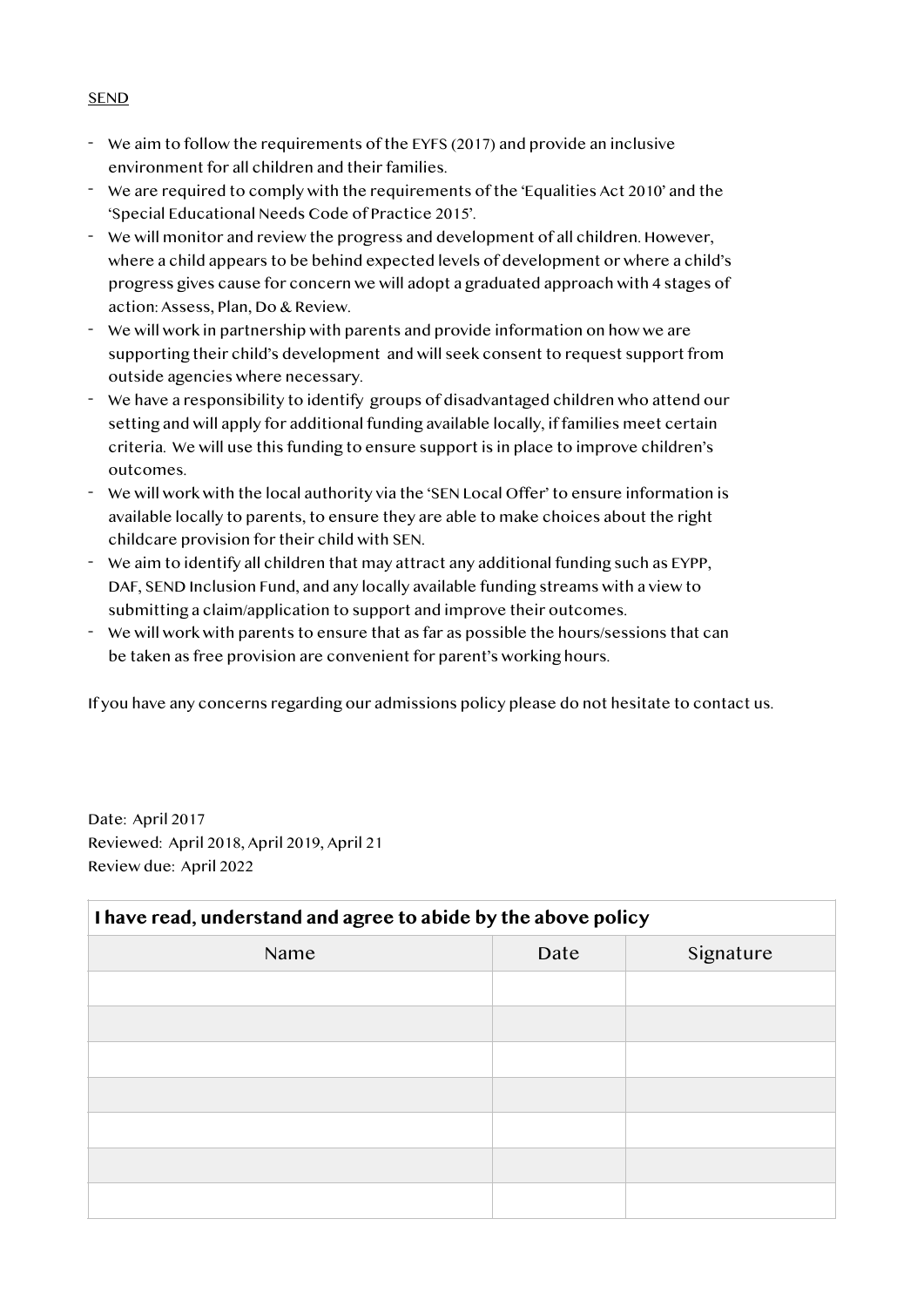SEND

- We aim to follow the requirements of the EYFS (2017) and provide an inclusive environment for all children and their families.
- We are required to comply with the requirements of the 'Equalities Act 2010' and the 'Special Educational Needs Code of Practice 2015'.
- We will monitor and review the progress and development of all children. However, where a child appears to be behind expected levels of development or where a child's progress gives cause for concern we will adopt a graduated approach with 4 stages of action: Assess, Plan, Do & Review.
- We will work in partnership with parents and provide information on how we are supporting their child's development and will seek consent to request support from outside agencies where necessary.
- We have a responsibility to identify groups of disadvantaged children who attend our setting and will apply for additional funding available locally, if families meet certain criteria. We will use this funding to ensure support is in place to improve children's outcomes.
- We will work with the local authority via the 'SEN Local Offer' to ensure information is available locally to parents, to ensure they are able to make choices about the right childcare provision for their child with SEN.
- We aim to identify all children that may attract any additional funding such as EYPP, DAF, SEND Inclusion Fund, and any locally available funding streams with a view to submitting a claim/application to support and improve their outcomes.
- We will work with parents to ensure that as far as possible the hours/sessions that can be taken as free provision are convenient for parent's working hours.

If you have any concerns regarding our admissions policy please do not hesitate to contact us.

Date: April 2017
Reviewed: April 2018, April 2019, April 21
Review due: April 2022

| **I have read, understand and agree to abide by the above policy** | | |
|---|---|---|
| Name | Date | Signature |
| | | |
| | | |
| | | |
| | | |
| | | |
| | | |
| | | |